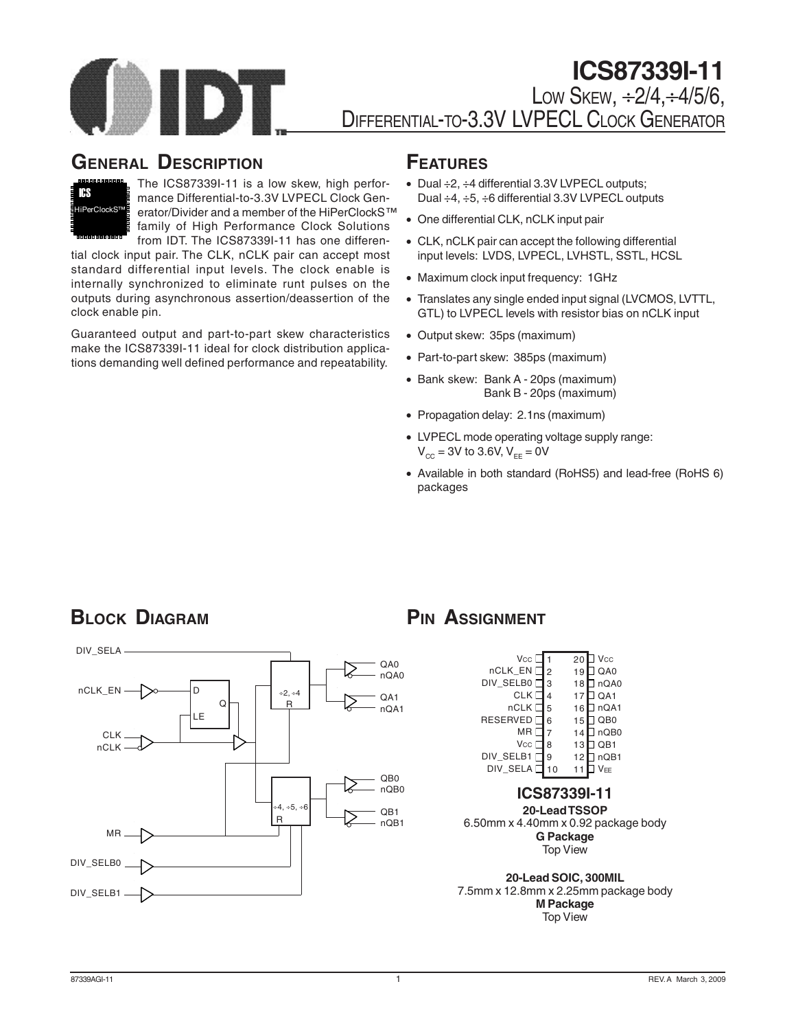# ICS87339I-11

## Low Skew, ÷2/4,÷4/5/6, Differential-to-3.3V LVPECL Clock Generator

## General Description

ICS HiPerClockS™

The ICS87339I-11 is a low skew, high performance Differential-to-3.3V LVPECL Clock Generator/Divider and a member of the HiPerClockS™ family of High Performance Clock Solutions from IDT. The ICS87339I-11 has one differential clock input pair. The CLK, nCLK pair can accept most standard differential input levels. The clock enable is internally synchronized to eliminate runt pulses on the outputs during asynchronous assertion/deassertion of the clock enable pin.

Guaranteed output and part-to-part skew characteristics make the ICS87339I-11 ideal for clock distribution applications demanding well defined performance and repeatability.

## Features

- Dual ÷2, ÷4 differential 3.3V LVPECL outputs; Dual ÷4, ÷5, ÷6 differential 3.3V LVPECL outputs
- One differential CLK, nCLK input pair
- CLK, nCLK pair can accept the following differential input levels: LVDS, LVPECL, LVHSTL, SSTL, HCSL
- Maximum clock input frequency: 1GHz
- Translates any single ended input signal (LVCMOS, LVTTL, GTL) to LVPECL levels with resistor bias on nCLK input
- Output skew: 35ps (maximum)
- Part-to-part skew: 385ps (maximum)
- Bank skew: Bank A - 20ps (maximum)
  Bank B - 20ps (maximum)
- Propagation delay: 2.1ns (maximum)
- LVPECL mode operating voltage supply range: $V_{CC}$ = 3V to 3.6V, $V_{EE}$ = 0V
- Available in both standard (RoHS5) and lead-free (RoHS 6) packages

## Block Diagram

Inputs: DIV_SELA, nCLK_EN, CLK, nCLK, MR, DIV_SELB0, DIV_SELB1. nCLK_EN → D latch (D, LE, Q). Dividers: ÷2, ÷4 (R) → QA0/nQA0, QA1/nQA1; ÷4, ÷5, ÷6 (R) → QB0/nQB0, QB1/nQB1.

## Pin Assignment

| Pin | Name | Pin | Name |
|---|---|---|---|
| 1 | Vcc | 20 | Vcc |
| 2 | nCLK_EN | 19 | QA0 |
| 3 | DIV_SELB0 | 18 | nQA0 |
| 4 | CLK | 17 | QA1 |
| 5 | nCLK | 16 | nQA1 |
| 6 | RESERVED | 15 | QB0 |
| 7 | MR | 14 | nQB0 |
| 8 | Vcc | 13 | QB1 |
| 9 | DIV_SELB1 | 12 | nQB1 |
| 10 | DIV_SELA | 11 | VEE |

**ICS87339I-11**

**20-Lead TSSOP**
6.50mm x 4.40mm x 0.92 package body
**G Package**
Top View

**20-Lead SOIC, 300MIL**
7.5mm x 12.8mm x 2.25mm package body
**M Package**
Top View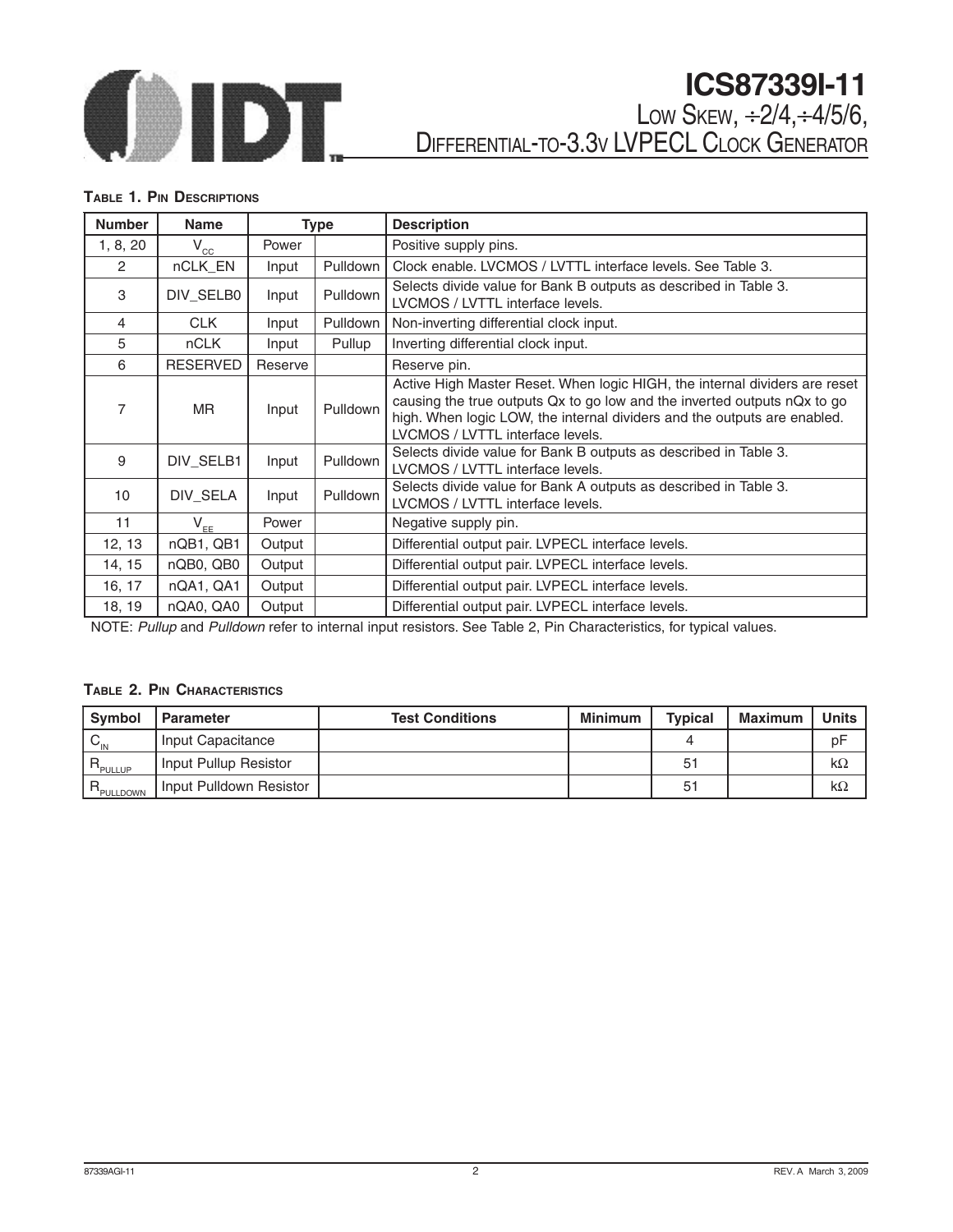# ICS87339I-11

## Low Skew, ÷2/4,÷4/5/6, Differential-to-3.3V LVPECL Clock Generator

### Table 1. Pin Descriptions

| Number | Name | Type | | Description |
|---|---|---|---|---|
| 1, 8, 20 | $V_{CC}$ | Power | | Positive supply pins. |
| 2 | nCLK_EN | Input | Pulldown | Clock enable. LVCMOS / LVTTL interface levels. See Table 3. |
| 3 | DIV_SELB0 | Input | Pulldown | Selects divide value for Bank B outputs as described in Table 3. LVCMOS / LVTTL interface levels. |
| 4 | CLK | Input | Pulldown | Non-inverting differential clock input. |
| 5 | nCLK | Input | Pullup | Inverting differential clock input. |
| 6 | RESERVED | Reserve | | Reserve pin. |
| 7 | MR | Input | Pulldown | Active High Master Reset. When logic HIGH, the internal dividers are reset causing the true outputs Qx to go low and the inverted outputs nQx to go high. When logic LOW, the internal dividers and the outputs are enabled. LVCMOS / LVTTL interface levels. |
| 9 | DIV_SELB1 | Input | Pulldown | Selects divide value for Bank B outputs as described in Table 3. LVCMOS / LVTTL interface levels. |
| 10 | DIV_SELA | Input | Pulldown | Selects divide value for Bank A outputs as described in Table 3. LVCMOS / LVTTL interface levels. |
| 11 | $V_{EE}$ | Power | | Negative supply pin. |
| 12, 13 | nQB1, QB1 | Output | | Differential output pair. LVPECL interface levels. |
| 14, 15 | nQB0, QB0 | Output | | Differential output pair. LVPECL interface levels. |
| 16, 17 | nQA1, QA1 | Output | | Differential output pair. LVPECL interface levels. |
| 18, 19 | nQA0, QA0 | Output | | Differential output pair. LVPECL interface levels. |

NOTE: *Pullup* and *Pulldown* refer to internal input resistors. See Table 2, Pin Characteristics, for typical values.

### Table 2. Pin Characteristics

| Symbol | Parameter | Test Conditions | Minimum | Typical | Maximum | Units |
|---|---|---|---|---|---|---|
| $C_{IN}$ | Input Capacitance | | | 4 | | pF |
| $R_{PULLUP}$ | Input Pullup Resistor | | | 51 | | kΩ |
| $R_{PULLDOWN}$ | Input Pulldown Resistor | | | 51 | | kΩ |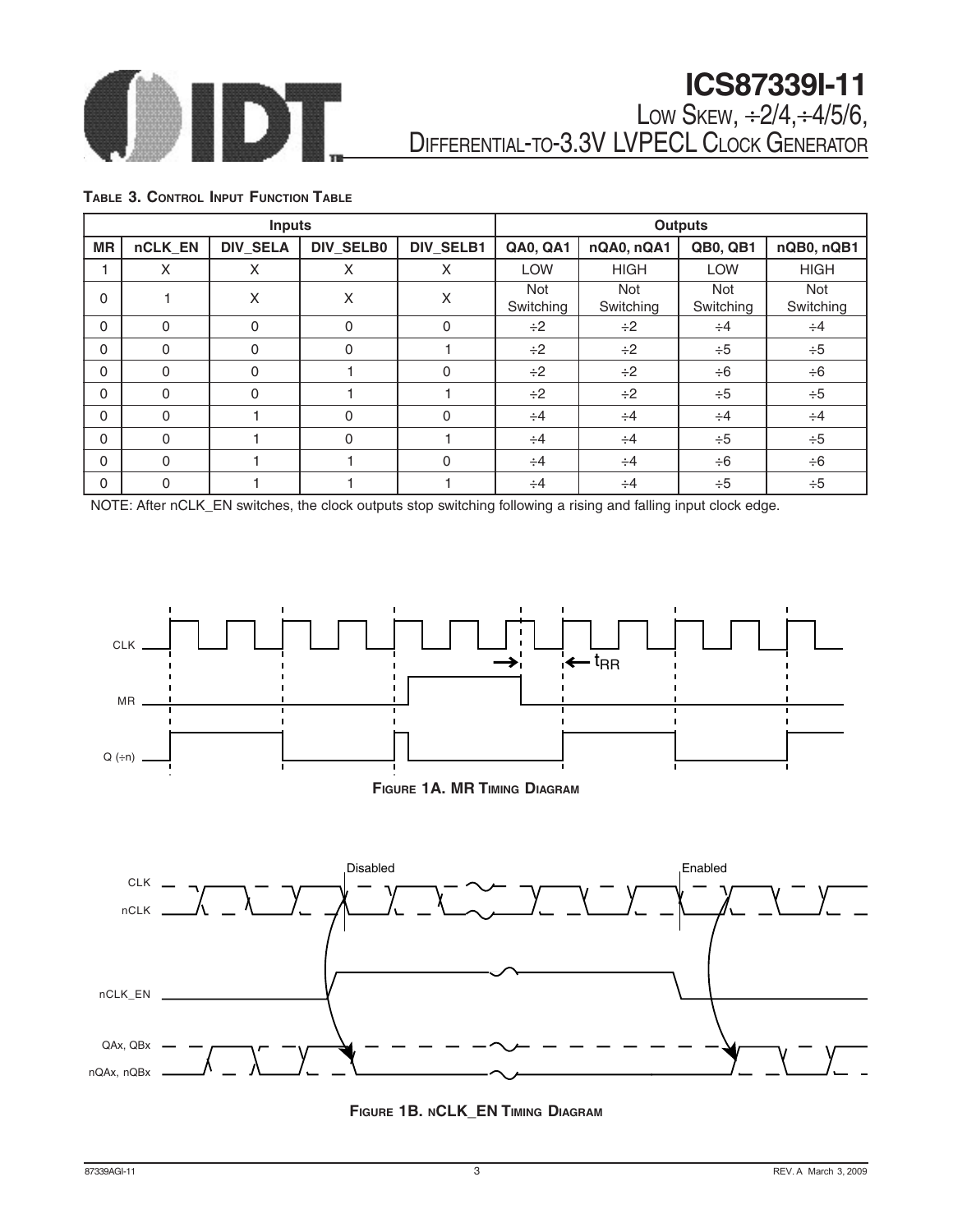**Table 3. Control Input Function Table**

| Inputs | | | | | Outputs | | | |
|---|---|---|---|---|---|---|---|---|
| MR | nCLK_EN | DIV_SELA | DIV_SELB0 | DIV_SELB1 | QA0, QA1 | nQA0, nQA1 | QB0, QB1 | nQB0, nQB1 |
| 1 | X | X | X | X | LOW | HIGH | LOW | HIGH |
| 0 | 1 | X | X | X | Not Switching | Not Switching | Not Switching | Not Switching |
| 0 | 0 | 0 | 0 | 0 | ÷2 | ÷2 | ÷4 | ÷4 |
| 0 | 0 | 0 | 0 | 1 | ÷2 | ÷2 | ÷5 | ÷5 |
| 0 | 0 | 0 | 1 | 0 | ÷2 | ÷2 | ÷6 | ÷6 |
| 0 | 0 | 0 | 1 | 1 | ÷2 | ÷2 | ÷5 | ÷5 |
| 0 | 0 | 1 | 0 | 0 | ÷4 | ÷4 | ÷4 | ÷4 |
| 0 | 0 | 1 | 0 | 1 | ÷4 | ÷4 | ÷5 | ÷5 |
| 0 | 0 | 1 | 1 | 0 | ÷4 | ÷4 | ÷6 | ÷6 |
| 0 | 0 | 1 | 1 | 1 | ÷4 | ÷4 | ÷5 | ÷5 |

NOTE: After nCLK_EN switches, the clock outputs stop switching following a rising and falling input clock edge.

**Figure 1A. MR Timing Diagram**

**Figure 1B. nCLK_EN Timing Diagram**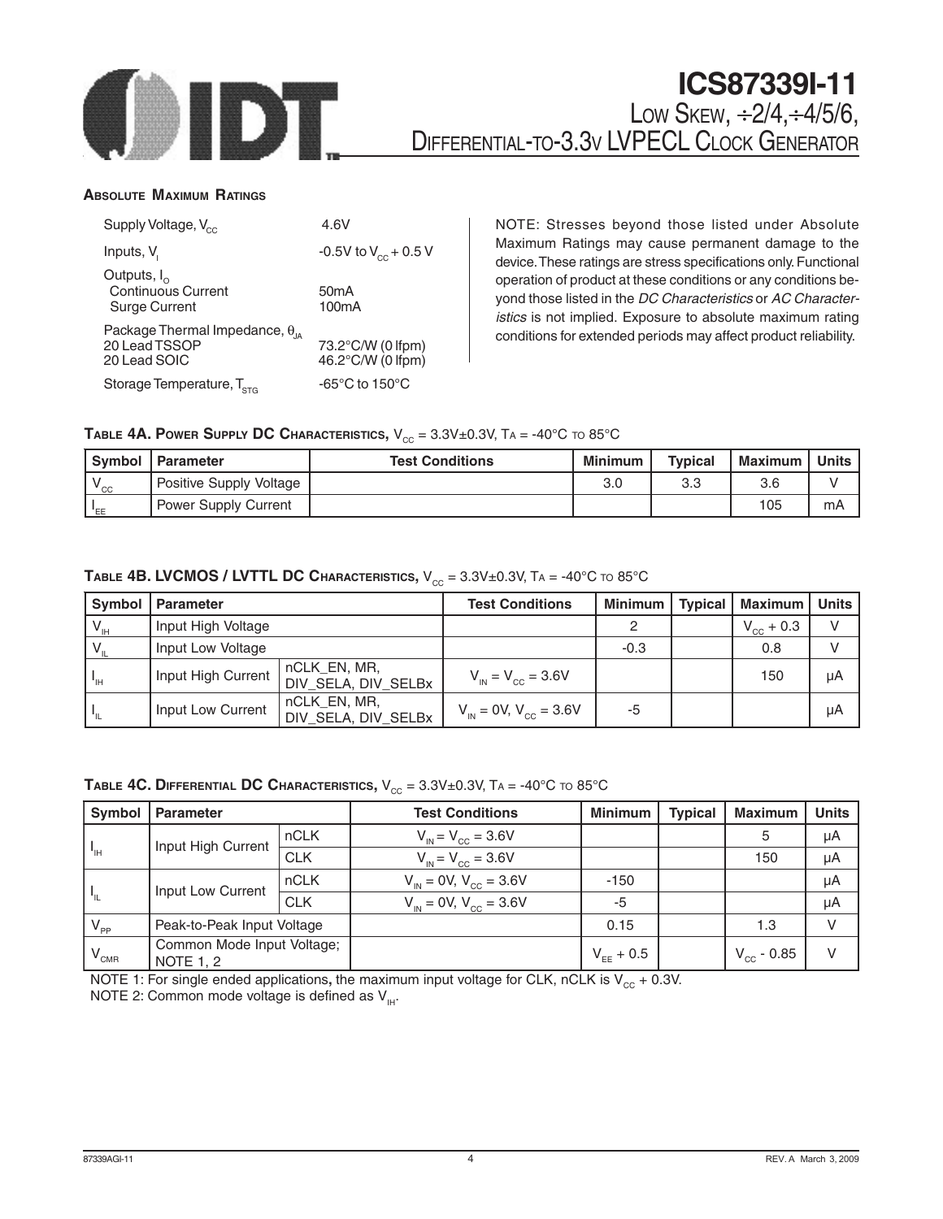### Absolute Maximum Ratings

| | |
|---|---|
| Supply Voltage, $V_{CC}$ | 4.6V |
| Inputs, $V_I$ | -0.5V to $V_{CC}$ + 0.5 V |
| Outputs, $I_O$ | |
| Continuous Current | 50mA |
| Surge Current | 100mA |
| Package Thermal Impedance, $\theta_{JA}$ | |
| 20 Lead TSSOP | 73.2°C/W (0 lfpm) |
| 20 Lead SOIC | 46.2°C/W (0 lfpm) |
| Storage Temperature, $T_{STG}$ | -65°C to 150°C |

NOTE: Stresses beyond those listed under Absolute Maximum Ratings may cause permanent damage to the device. These ratings are stress specifications only. Functional operation of product at these conditions or any conditions beyond those listed in the *DC Characteristics* or *AC Characteristics* is not implied. Exposure to absolute maximum rating conditions for extended periods may affect product reliability.

**Table 4A. Power Supply DC Characteristics,** $V_{CC}$ = 3.3V±0.3V, TA = -40°C to 85°C

| Symbol | Parameter | Test Conditions | Minimum | Typical | Maximum | Units |
|---|---|---|---|---|---|---|
| $V_{CC}$ | Positive Supply Voltage | | 3.0 | 3.3 | 3.6 | V |
| $I_{EE}$ | Power Supply Current | | | | 105 | mA |

**Table 4B. LVCMOS / LVTTL DC Characteristics,** $V_{CC}$ = 3.3V±0.3V, TA = -40°C to 85°C

| Symbol | Parameter | | Test Conditions | Minimum | Typical | Maximum | Units |
|---|---|---|---|---|---|---|---|
| $V_{IH}$ | Input High Voltage | | | 2 | | $V_{CC}$ + 0.3 | V |
| $V_{IL}$ | Input Low Voltage | | | -0.3 | | 0.8 | V |
| $I_{IH}$ | Input High Current | nCLK_EN, MR, DIV_SELA, DIV_SELBx | $V_{IN} = V_{CC} = 3.6V$ | | | 150 | µA |
| $I_{IL}$ | Input Low Current | nCLK_EN, MR, DIV_SELA, DIV_SELBx | $V_{IN} = 0V$, $V_{CC} = 3.6V$ | -5 | | | µA |

**Table 4C. Differential DC Characteristics,** $V_{CC}$ = 3.3V±0.3V, TA = -40°C to 85°C

| Symbol | Parameter | | Test Conditions | Minimum | Typical | Maximum | Units |
|---|---|---|---|---|---|---|---|
| $I_{IH}$ | Input High Current | nCLK | $V_{IN} = V_{CC} = 3.6V$ | | | 5 | µA |
| | | CLK | $V_{IN} = V_{CC} = 3.6V$ | | | 150 | µA |
| $I_{IL}$ | Input Low Current | nCLK | $V_{IN} = 0V$, $V_{CC} = 3.6V$ | -150 | | | µA |
| | | CLK | $V_{IN} = 0V$, $V_{CC} = 3.6V$ | -5 | | | µA |
| $V_{PP}$ | Peak-to-Peak Input Voltage | | | 0.15 | | 1.3 | V |
| $V_{CMR}$ | Common Mode Input Voltage; NOTE 1, 2 | | | $V_{EE}$ + 0.5 | | $V_{CC}$ - 0.85 | V |

NOTE 1: For single ended applications, the maximum input voltage for CLK, nCLK is $V_{CC}$ + 0.3V.

NOTE 2: Common mode voltage is defined as $V_{IH}$.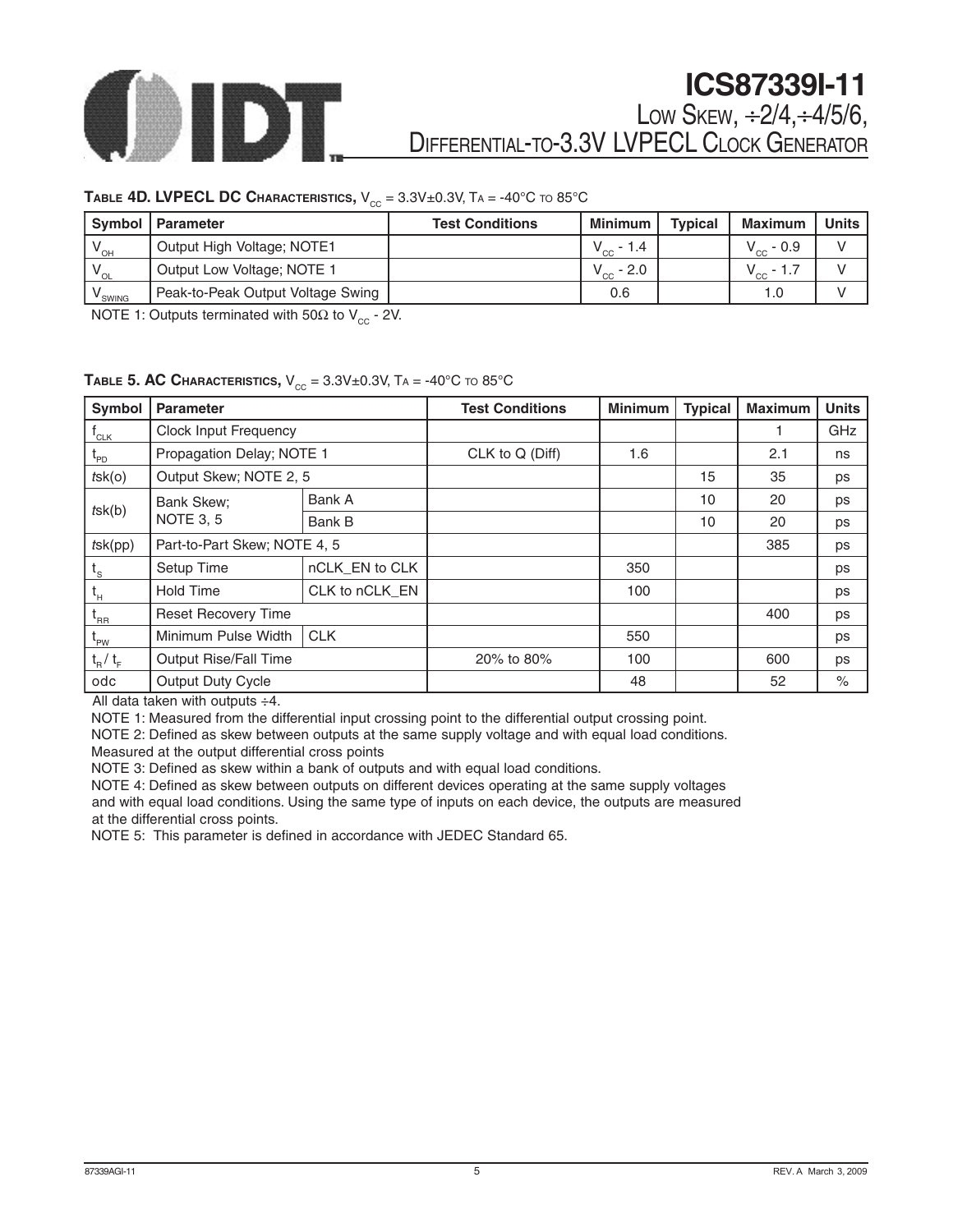**TABLE 4D. LVPECL DC CHARACTERISTICS,** $V_{CC}$ = 3.3V±0.3V, TA = -40°C TO 85°C

| Symbol | Parameter | Test Conditions | Minimum | Typical | Maximum | Units |
|---|---|---|---|---|---|---|
| $V_{OH}$ | Output High Voltage; NOTE1 | | $V_{CC}$ - 1.4 | | $V_{CC}$ - 0.9 | V |
| $V_{OL}$ | Output Low Voltage; NOTE 1 | | $V_{CC}$ - 2.0 | | $V_{CC}$ - 1.7 | V |
| $V_{SWING}$ | Peak-to-Peak Output Voltage Swing | | 0.6 | | 1.0 | V |

NOTE 1: Outputs terminated with 50Ω to $V_{CC}$ - 2V.

**TABLE 5. AC CHARACTERISTICS,** $V_{CC}$ = 3.3V±0.3V, TA = -40°C TO 85°C

| Symbol | Parameter | | Test Conditions | Minimum | Typical | Maximum | Units |
|---|---|---|---|---|---|---|---|
| $f_{CLK}$ | Clock Input Frequency | | | | | 1 | GHz |
| $t_{PD}$ | Propagation Delay; NOTE 1 | | CLK to Q (Diff) | 1.6 | | 2.1 | ns |
| *t*sk(o) | Output Skew; NOTE 2, 5 | | | | 15 | 35 | ps |
| *t*sk(b) | Bank Skew; NOTE 3, 5 | Bank A | | | 10 | 20 | ps |
| | | Bank B | | | 10 | 20 | ps |
| *t*sk(pp) | Part-to-Part Skew; NOTE 4, 5 | | | | | 385 | ps |
| $t_S$ | Setup Time | nCLK_EN to CLK | | 350 | | | ps |
| $t_H$ | Hold Time | CLK to nCLK_EN | | 100 | | | ps |
| $t_{RR}$ | Reset Recovery Time | | | | | 400 | ps |
| $t_{PW}$ | Minimum Pulse Width | CLK | | 550 | | | ps |
| $t_R$ / $t_F$ | Output Rise/Fall Time | | 20% to 80% | 100 | | 600 | ps |
| odc | Output Duty Cycle | | | 48 | | 52 | % |

All data taken with outputs ÷4.

NOTE 1: Measured from the differential input crossing point to the differential output crossing point.

NOTE 2: Defined as skew between outputs at the same supply voltage and with equal load conditions. Measured at the output differential cross points

NOTE 3: Defined as skew within a bank of outputs and with equal load conditions.

NOTE 4: Defined as skew between outputs on different devices operating at the same supply voltages and with equal load conditions. Using the same type of inputs on each device, the outputs are measured at the differential cross points.

NOTE 5: This parameter is defined in accordance with JEDEC Standard 65.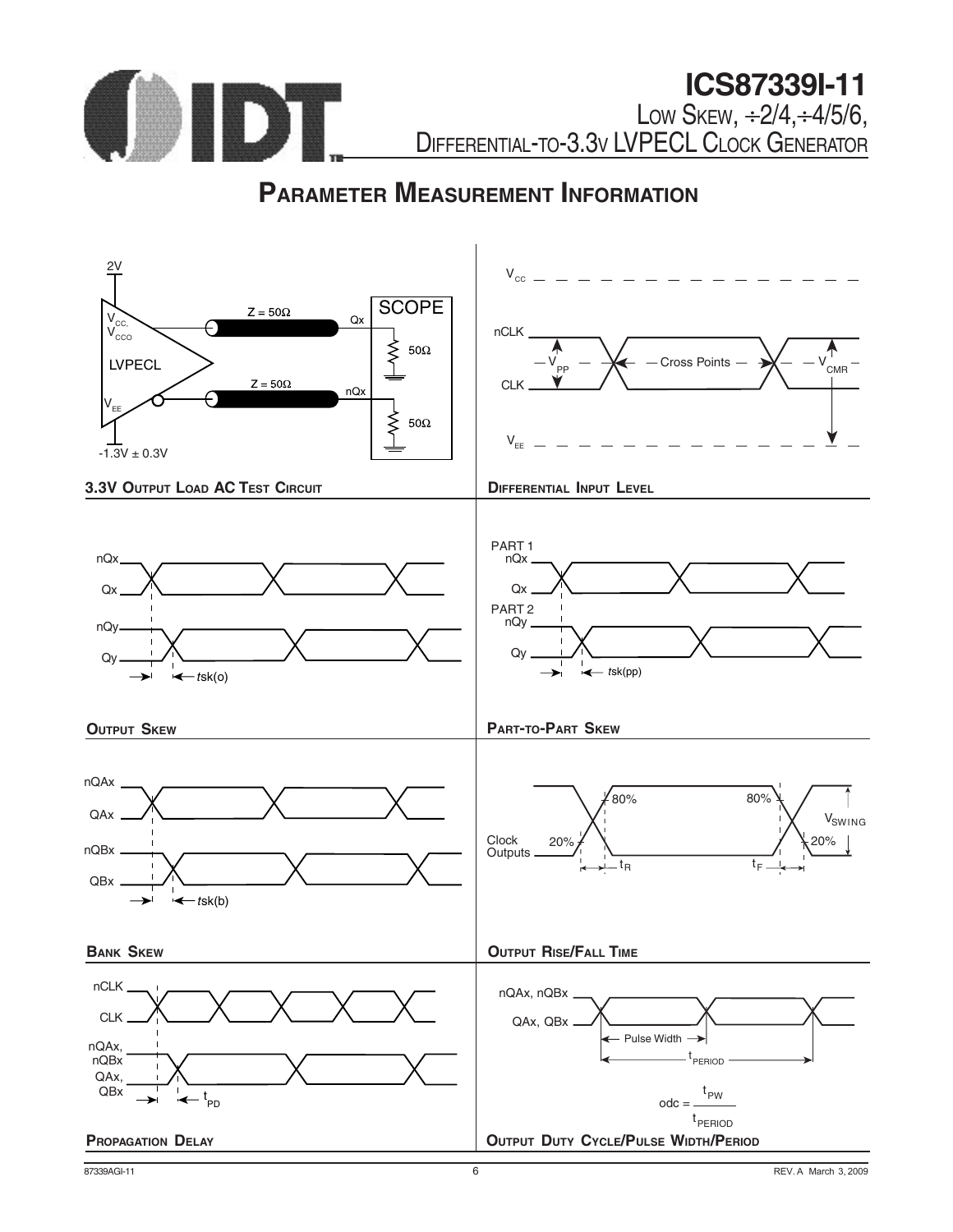## PARAMETER MEASUREMENT INFORMATION

2V

$V_{CC}$, $V_{CCO}$

LVPECL

$V_{EE}$

-1.3V ± 0.3V

Z = 50Ω

Qx

Z = 50Ω

nQx

SCOPE

50Ω

50Ω

**3.3V OUTPUT LOAD AC TEST CIRCUIT**

$V_{CC}$

nCLK

$V_{PP}$

Cross Points

$V_{CMR}$

CLK

$V_{EE}$

**DIFFERENTIAL INPUT LEVEL**

nQx

Qx

nQy

Qy

tsk(o)

**OUTPUT SKEW**

PART 1

nQx

Qx

PART 2

nQy

Qy

tsk(pp)

**PART-TO-PART SKEW**

nQAx

QAx

nQBx

QBx

tsk(b)

**BANK SKEW**

Clock Outputs

80%

80%

$V_{SWING}$

20%

20%

$t_R$

$t_F$

**OUTPUT RISE/FALL TIME**

nCLK

CLK

nQAx, nQBx

QAx, QBx

$t_{PD}$

**PROPAGATION DELAY**

nQAx, nQBx

QAx, QBx

Pulse Width

$t_{PERIOD}$

$$odc = \frac{t_{PW}}{t_{PERIOD}}$$

**OUTPUT DUTY CYCLE/PULSE WIDTH/PERIOD**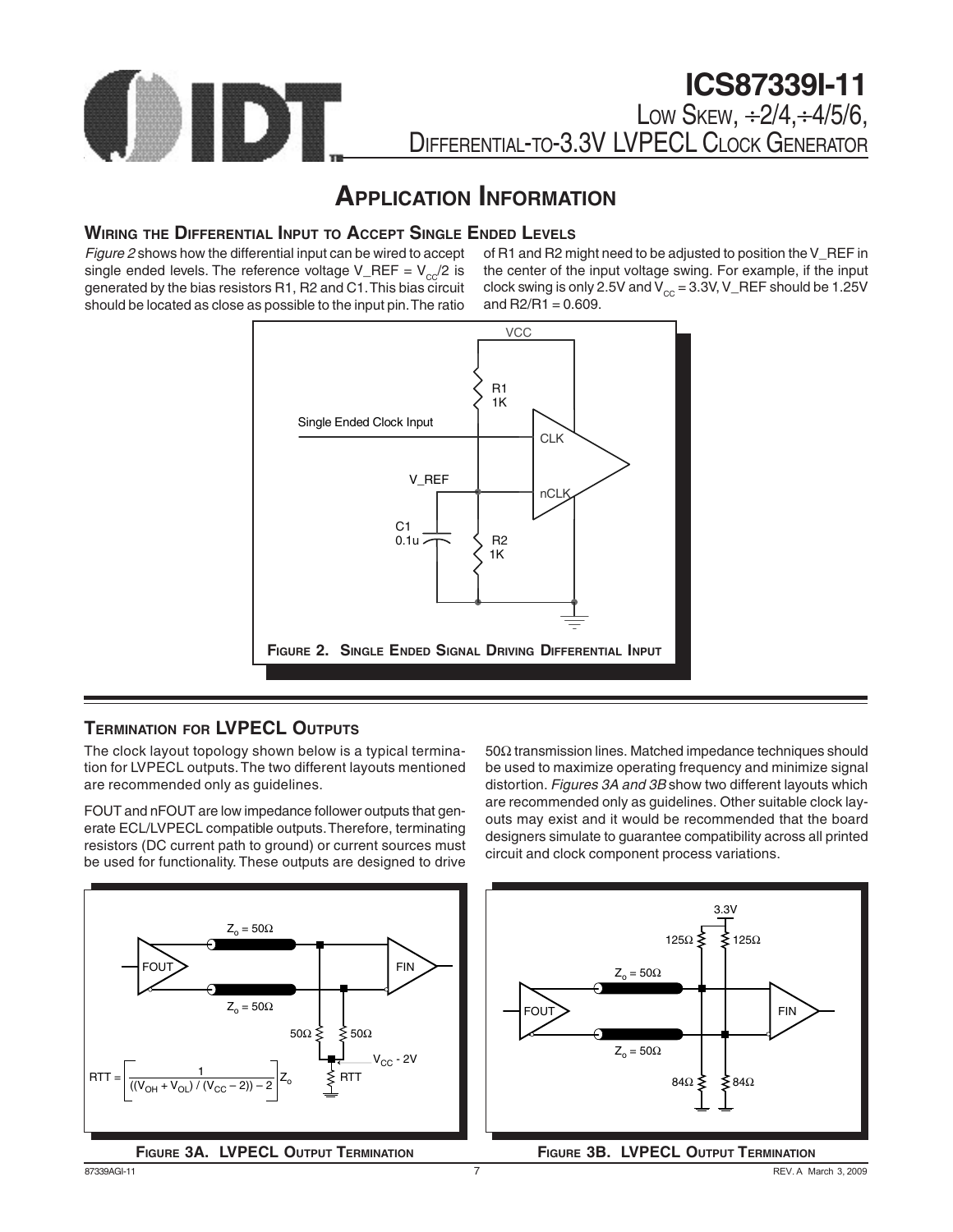# Application Information

## Wiring the Differential Input to Accept Single Ended Levels

*Figure 2* shows how the differential input can be wired to accept single ended levels. The reference voltage V_REF = $V_{CC}/2$ is generated by the bias resistors R1, R2 and C1. This bias circuit should be located as close as possible to the input pin. The ratio of R1 and R2 might need to be adjusted to position the V_REF in the center of the input voltage swing. For example, if the input clock swing is only 2.5V and $V_{CC}$ = 3.3V, V_REF should be 1.25V and R2/R1 = 0.609.

**Figure 2. Single Ended Signal Driving Differential Input**

## Termination for LVPECL Outputs

The clock layout topology shown below is a typical termination for LVPECL outputs. The two different layouts mentioned are recommended only as guidelines.

FOUT and nFOUT are low impedance follower outputs that generate ECL/LVPECL compatible outputs. Therefore, terminating resistors (DC current path to ground) or current sources must be used for functionality. These outputs are designed to drive 50Ω transmission lines. Matched impedance techniques should be used to maximize operating frequency and minimize signal distortion. *Figures 3A and 3B* show two different layouts which are recommended only as guidelines. Other suitable clock layouts may exist and it would be recommended that the board designers simulate to guarantee compatibility across all printed circuit and clock component process variations.

$$RTT = \left[\frac{1}{((V_{OH} + V_{OL}) / (V_{CC} - 2)) - 2}\right] Z_o$$

**Figure 3A. LVPECL Output Termination**

**Figure 3B. LVPECL Output Termination**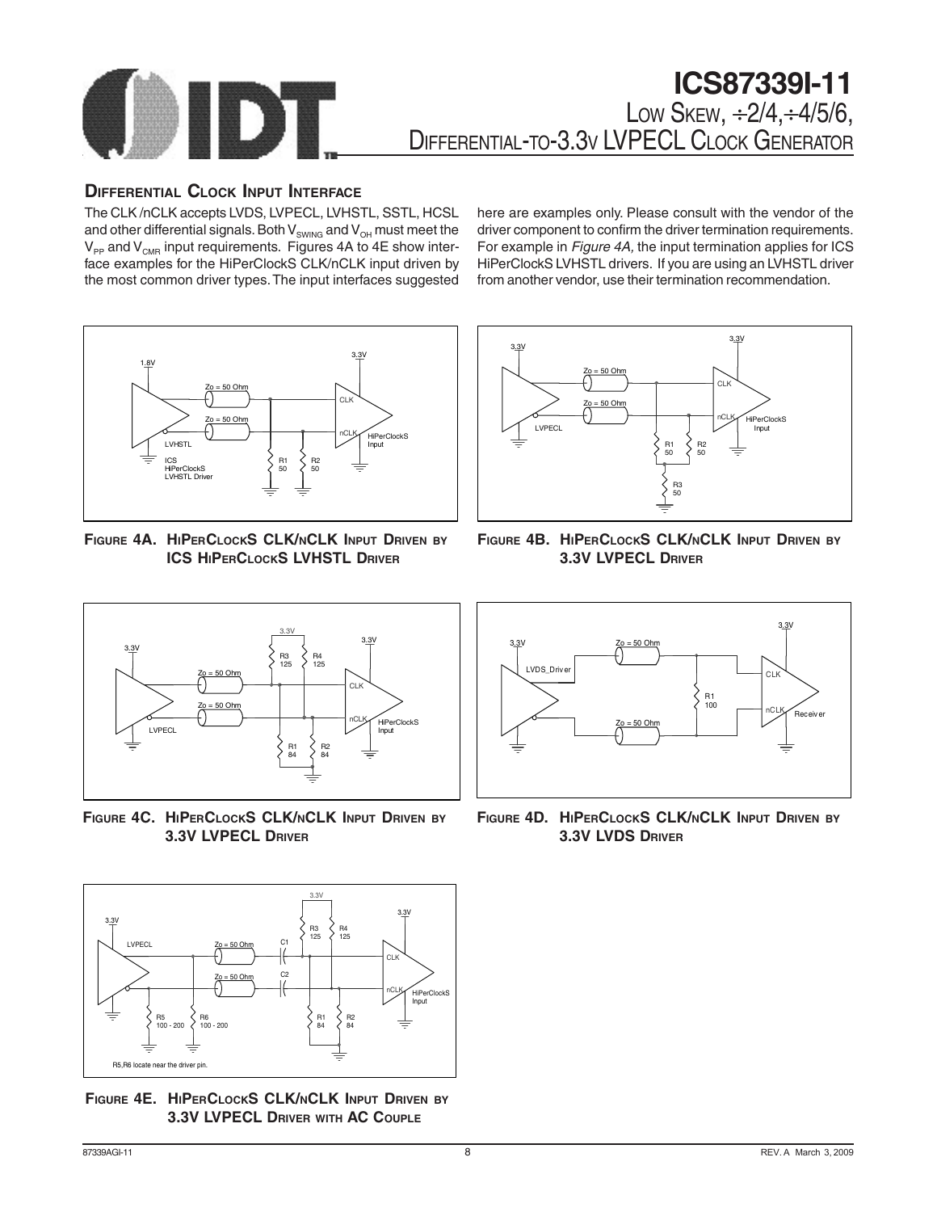## Differential Clock Input Interface

The CLK /nCLK accepts LVDS, LVPECL, LVHSTL, SSTL, HCSL and other differential signals. Both $V_{SWING}$ and $V_{OH}$ must meet the $V_{PP}$ and $V_{CMR}$ input requirements. Figures 4A to 4E show interface examples for the HiPerClockS CLK/nCLK input driven by the most common driver types. The input interfaces suggested here are examples only. Please consult with the vendor of the driver component to confirm the driver termination requirements. For example in *Figure 4A,* the input termination applies for ICS HiPerClockS LVHSTL drivers. If you are using an LVHSTL driver from another vendor, use their termination recommendation.

**Figure 4A. HiPerClockS CLK/nCLK Input Driven by ICS HiPerClockS LVHSTL Driver**

**Figure 4B. HiPerClockS CLK/nCLK Input Driven by 3.3V LVPECL Driver**

**Figure 4C. HiPerClockS CLK/nCLK Input Driven by 3.3V LVPECL Driver**

**Figure 4D. HiPerClockS CLK/nCLK Input Driven by 3.3V LVDS Driver**

**Figure 4E. HiPerClockS CLK/nCLK Input Driven by 3.3V LVPECL Driver with AC Couple**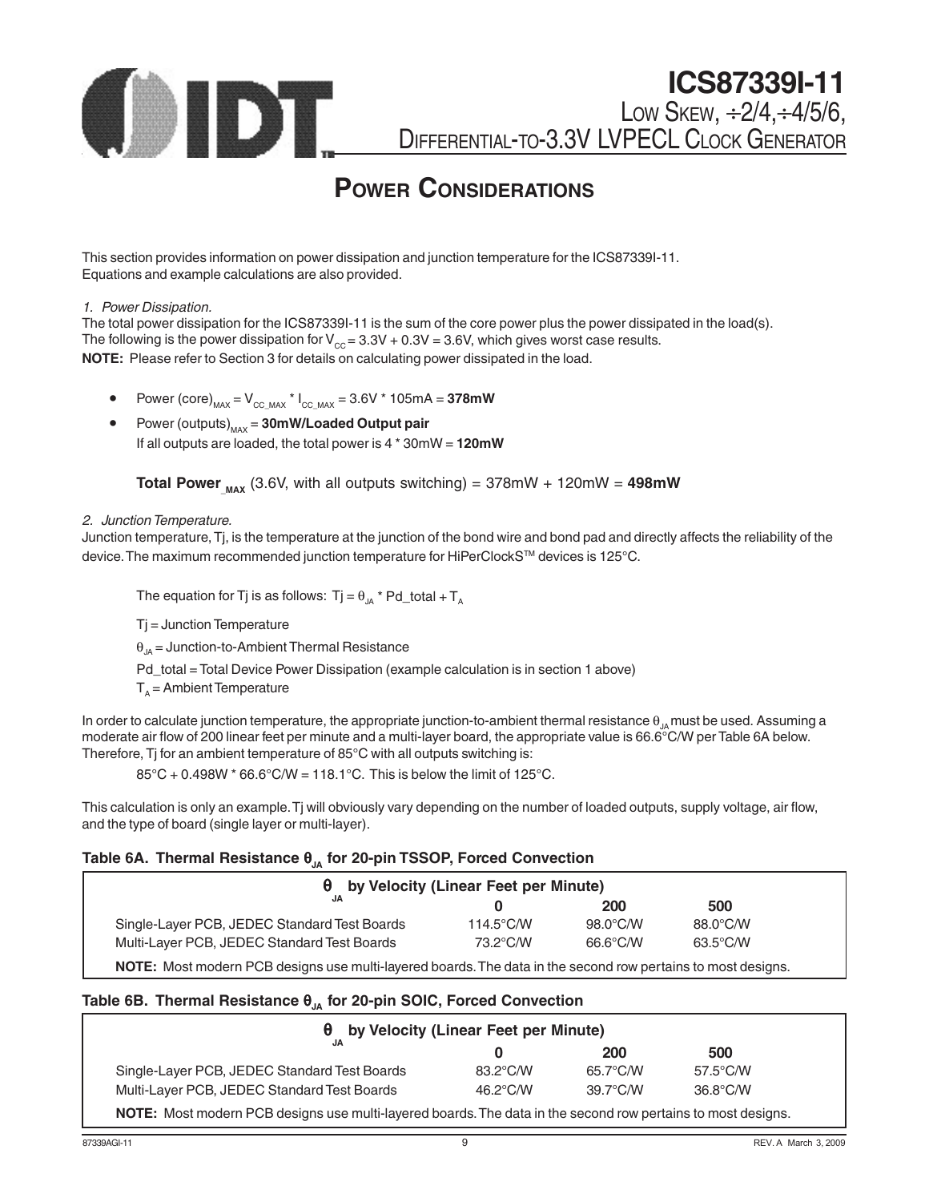## POWER CONSIDERATIONS

This section provides information on power dissipation and junction temperature for the ICS87339I-11.
Equations and example calculations are also provided.

*1. Power Dissipation.*

The total power dissipation for the ICS87339I-11 is the sum of the core power plus the power dissipated in the load(s).
The following is the power dissipation for $V_{CC} = 3.3V + 0.3V = 3.6V$, which gives worst case results.

**NOTE:** Please refer to Section 3 for details on calculating power dissipated in the load.

- Power (core)$_{MAX}$ = $V_{CC\_MAX}$ * $I_{CC\_MAX}$ = 3.6V * 105mA = **378mW**
- Power (outputs)$_{MAX}$ = **30mW/Loaded Output pair**
  If all outputs are loaded, the total power is 4 * 30mW = **120mW**

**Total Power** $_{\_MAX}$ (3.6V, with all outputs switching) = 378mW + 120mW = **498mW**

*2. Junction Temperature.*

Junction temperature, Tj, is the temperature at the junction of the bond wire and bond pad and directly affects the reliability of the device. The maximum recommended junction temperature for HiPerClockS™ devices is 125°C.

The equation for Tj is as follows: $Tj = \theta_{JA} * Pd\_total + T_A$

Tj = Junction Temperature

$\theta_{JA}$ = Junction-to-Ambient Thermal Resistance

Pd_total = Total Device Power Dissipation (example calculation is in section 1 above)

$T_A$ = Ambient Temperature

In order to calculate junction temperature, the appropriate junction-to-ambient thermal resistance $\theta_{JA}$ must be used. Assuming a moderate air flow of 200 linear feet per minute and a multi-layer board, the appropriate value is 66.6°C/W per Table 6A below.
Therefore, Tj for an ambient temperature of 85°C with all outputs switching is:

85°C + 0.498W * 66.6°C/W = 118.1°C. This is below the limit of 125°C.

This calculation is only an example. Tj will obviously vary depending on the number of loaded outputs, supply voltage, air flow, and the type of board (single layer or multi-layer).

**Table 6A. Thermal Resistance $\theta_{JA}$ for 20-pin TSSOP, Forced Convection**

| $\theta_{JA}$ by Velocity (Linear Feet per Minute) | | | |
|---|---|---|---|
| | **0** | **200** | **500** |
| Single-Layer PCB, JEDEC Standard Test Boards | 114.5°C/W | 98.0°C/W | 88.0°C/W |
| Multi-Layer PCB, JEDEC Standard Test Boards | 73.2°C/W | 66.6°C/W | 63.5°C/W |

**NOTE:** Most modern PCB designs use multi-layered boards. The data in the second row pertains to most designs.

**Table 6B. Thermal Resistance $\theta_{JA}$ for 20-pin SOIC, Forced Convection**

| $\theta_{JA}$ by Velocity (Linear Feet per Minute) | | | |
|---|---|---|---|
| | **0** | **200** | **500** |
| Single-Layer PCB, JEDEC Standard Test Boards | 83.2°C/W | 65.7°C/W | 57.5°C/W |
| Multi-Layer PCB, JEDEC Standard Test Boards | 46.2°C/W | 39.7°C/W | 36.8°C/W |

**NOTE:** Most modern PCB designs use multi-layered boards. The data in the second row pertains to most designs.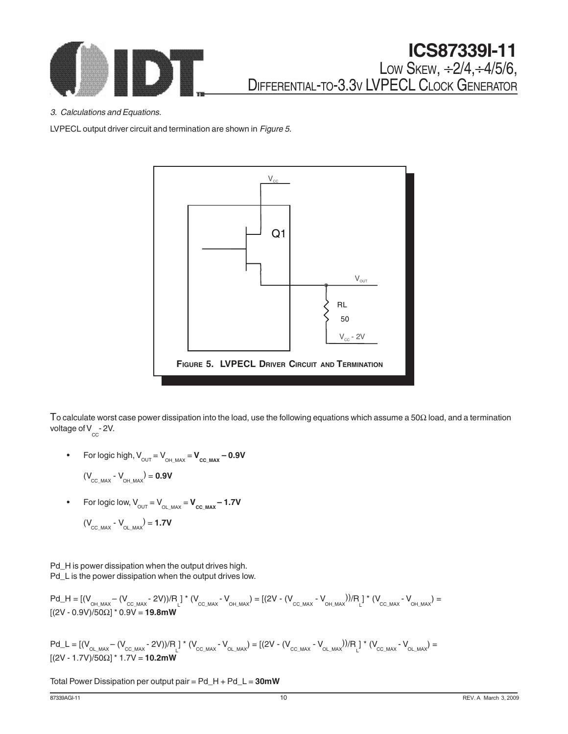*3. Calculations and Equations.*

LVPECL output driver circuit and termination are shown in *Figure 5*.

**FIGURE 5. LVPECL DRIVER CIRCUIT AND TERMINATION**

To calculate worst case power dissipation into the load, use the following equations which assume a 50Ω load, and a termination voltage of $V_{CC}$ - 2V.

- For logic high, $V_{OUT} = V_{OH\_MAX} = \mathbf{V_{CC\_MAX} - 0.9V}$

  $(V_{CC\_MAX} - V_{OH\_MAX}) = \mathbf{0.9V}$

- For logic low, $V_{OUT} = V_{OL\_MAX} = \mathbf{V_{CC\_MAX} - 1.7V}$

  $(V_{CC\_MAX} - V_{OL\_MAX}) = \mathbf{1.7V}$

Pd_H is power dissipation when the output drives high.
Pd_L is the power dissipation when the output drives low.

$$Pd\_H = [(V_{OH\_MAX} - (V_{CC\_MAX} - 2V))/R_L] * (V_{CC\_MAX} - V_{OH\_MAX}) = [(2V - (V_{CC\_MAX} - V_{OH\_MAX}))/R_L] * (V_{CC\_MAX} - V_{OH\_MAX}) = [(2V - 0.9V)/50\Omega] * 0.9V = \mathbf{19.8mW}$$

$$Pd\_L = [(V_{OL\_MAX} - (V_{CC\_MAX} - 2V))/R_L] * (V_{CC\_MAX} - V_{OL\_MAX}) = [(2V - (V_{CC\_MAX} - V_{OL\_MAX}))/R_L] * (V_{CC\_MAX} - V_{OL\_MAX}) = [(2V - 1.7V)/50\Omega] * 1.7V = \mathbf{10.2mW}$$

Total Power Dissipation per output pair = Pd_H + Pd_L = **30mW**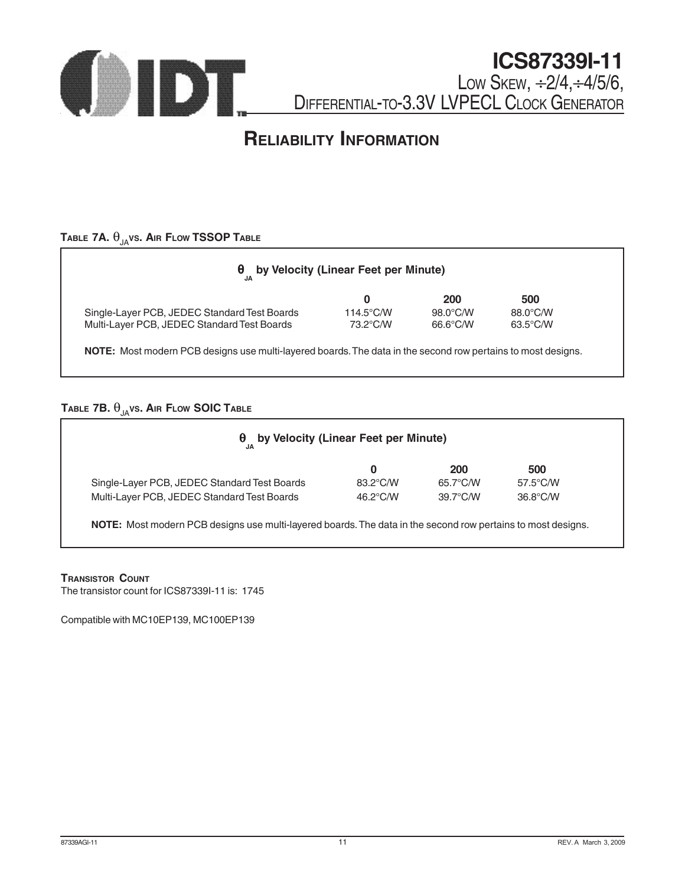## Reliability Information

**Table 7A. $\theta_{JA}$ vs. Air Flow TSSOP Table**

| $\theta_{JA}$ by Velocity (Linear Feet per Minute) | | | |
|---|---|---|---|
| | **0** | **200** | **500** |
| Single-Layer PCB, JEDEC Standard Test Boards | 114.5°C/W | 98.0°C/W | 88.0°C/W |
| Multi-Layer PCB, JEDEC Standard Test Boards | 73.2°C/W | 66.6°C/W | 63.5°C/W |

**NOTE:** Most modern PCB designs use multi-layered boards. The data in the second row pertains to most designs.

**Table 7B. $\theta_{JA}$ vs. Air Flow SOIC Table**

| $\theta_{JA}$ by Velocity (Linear Feet per Minute) | | | |
|---|---|---|---|
| | **0** | **200** | **500** |
| Single-Layer PCB, JEDEC Standard Test Boards | 83.2°C/W | 65.7°C/W | 57.5°C/W |
| Multi-Layer PCB, JEDEC Standard Test Boards | 46.2°C/W | 39.7°C/W | 36.8°C/W |

**NOTE:** Most modern PCB designs use multi-layered boards. The data in the second row pertains to most designs.

**Transistor Count**

The transistor count for ICS87339I-11 is: 1745

Compatible with MC10EP139, MC100EP139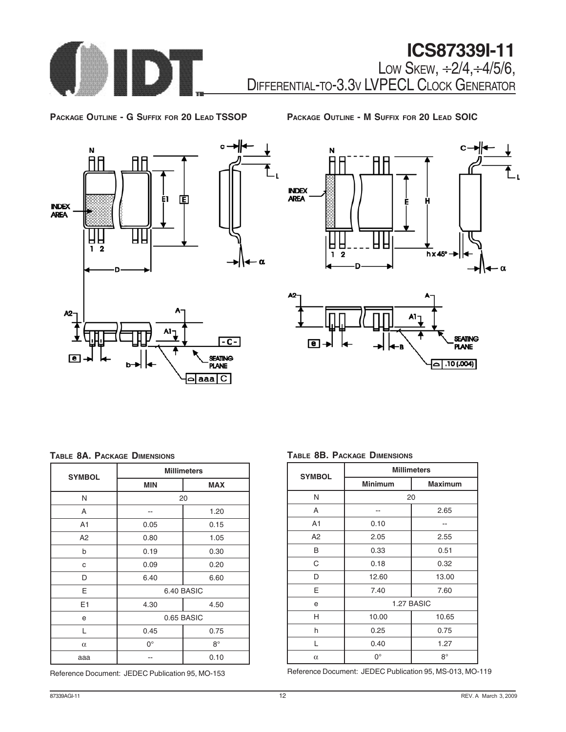**PACKAGE OUTLINE - G SUFFIX FOR 20 LEAD TSSOP**

**PACKAGE OUTLINE - M SUFFIX FOR 20 LEAD SOIC**

**TABLE 8A. PACKAGE DIMENSIONS**

| SYMBOL | Millimeters | |
|---|---|---|
| | MIN | MAX |
| N | 20 | |
| A | -- | 1.20 |
| A1 | 0.05 | 0.15 |
| A2 | 0.80 | 1.05 |
| b | 0.19 | 0.30 |
| c | 0.09 | 0.20 |
| D | 6.40 | 6.60 |
| E | 6.40 BASIC | |
| E1 | 4.30 | 4.50 |
| e | 0.65 BASIC | |
| L | 0.45 | 0.75 |
| $\alpha$ | 0° | 8° |
| aaa | -- | 0.10 |

Reference Document: JEDEC Publication 95, MO-153

**TABLE 8B. PACKAGE DIMENSIONS**

| SYMBOL | Millimeters | |
|---|---|---|
| | Minimum | Maximum |
| N | 20 | |
| A | -- | 2.65 |
| A1 | 0.10 | -- |
| A2 | 2.05 | 2.55 |
| B | 0.33 | 0.51 |
| C | 0.18 | 0.32 |
| D | 12.60 | 13.00 |
| E | 7.40 | 7.60 |
| e | 1.27 BASIC | |
| H | 10.00 | 10.65 |
| h | 0.25 | 0.75 |
| L | 0.40 | 1.27 |
| $\alpha$ | 0° | 8° |

Reference Document: JEDEC Publication 95, MS-013, MO-119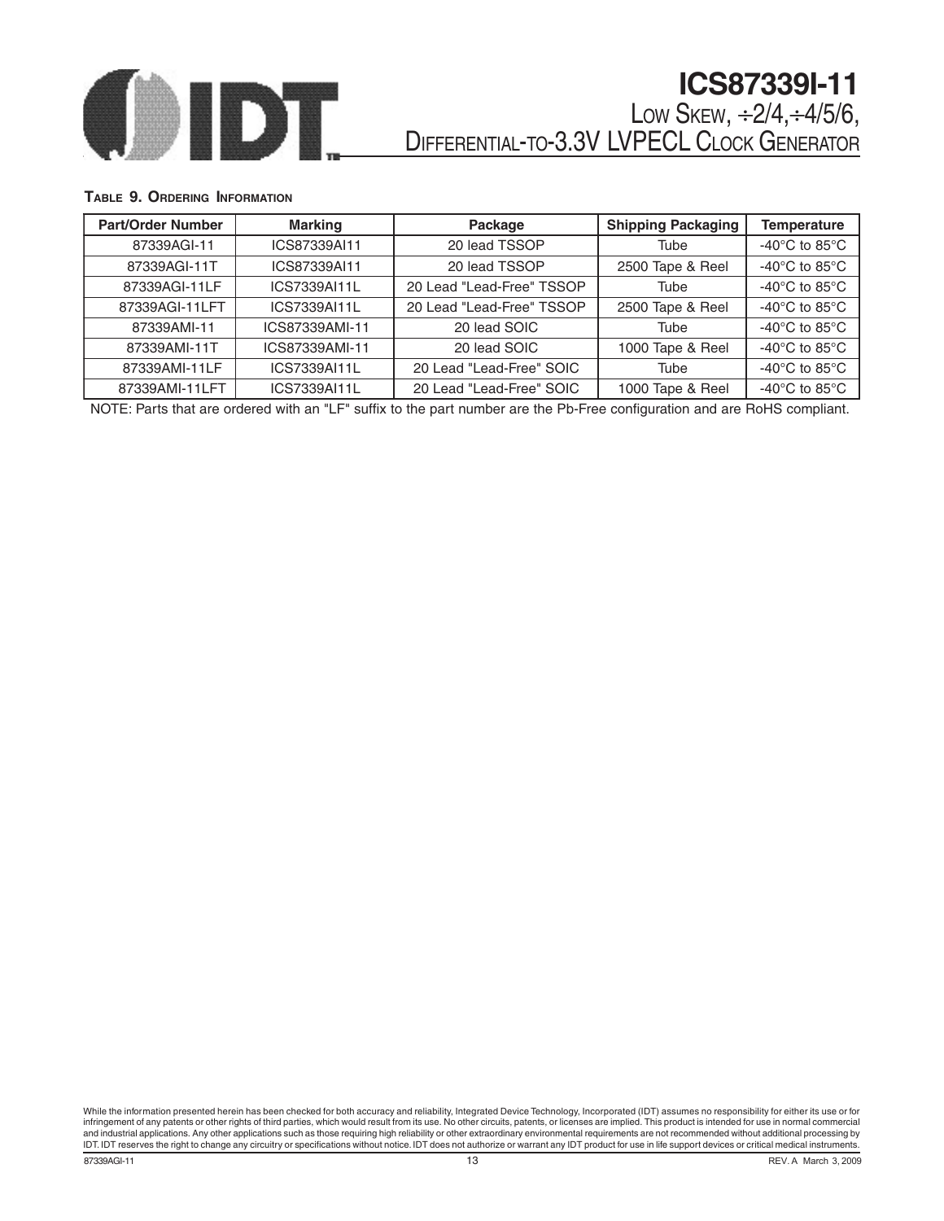#### Table 9. Ordering Information

| Part/Order Number | Marking | Package | Shipping Packaging | Temperature |
|---|---|---|---|---|
| 87339AGI-11 | ICS87339AI11 | 20 lead TSSOP | Tube | -40°C to 85°C |
| 87339AGI-11T | ICS87339AI11 | 20 lead TSSOP | 2500 Tape & Reel | -40°C to 85°C |
| 87339AGI-11LF | ICS7339AI11L | 20 Lead "Lead-Free" TSSOP | Tube | -40°C to 85°C |
| 87339AGI-11LFT | ICS7339AI11L | 20 Lead "Lead-Free" TSSOP | 2500 Tape & Reel | -40°C to 85°C |
| 87339AMI-11 | ICS87339AMI-11 | 20 lead SOIC | Tube | -40°C to 85°C |
| 87339AMI-11T | ICS87339AMI-11 | 20 lead SOIC | 1000 Tape & Reel | -40°C to 85°C |
| 87339AMI-11LF | ICS7339AI11L | 20 Lead "Lead-Free" SOIC | Tube | -40°C to 85°C |
| 87339AMI-11LFT | ICS7339AI11L | 20 Lead "Lead-Free" SOIC | 1000 Tape & Reel | -40°C to 85°C |

NOTE: Parts that are ordered with an "LF" suffix to the part number are the Pb-Free configuration and are RoHS compliant.

While the information presented herein has been checked for both accuracy and reliability, Integrated Device Technology, Incorporated (IDT) assumes no responsibility for either its use or for infringement of any patents or other rights of third parties, which would result from its use. No other circuits, patents, or licenses are implied. This product is intended for use in normal commercial and industrial applications. Any other applications such as those requiring high reliability or other extraordinary environmental requirements are not recommended without additional processing by IDT. IDT reserves the right to change any circuitry or specifications without notice. IDT does not authorize or warrant any IDT product for use in life support devices or critical medical instruments.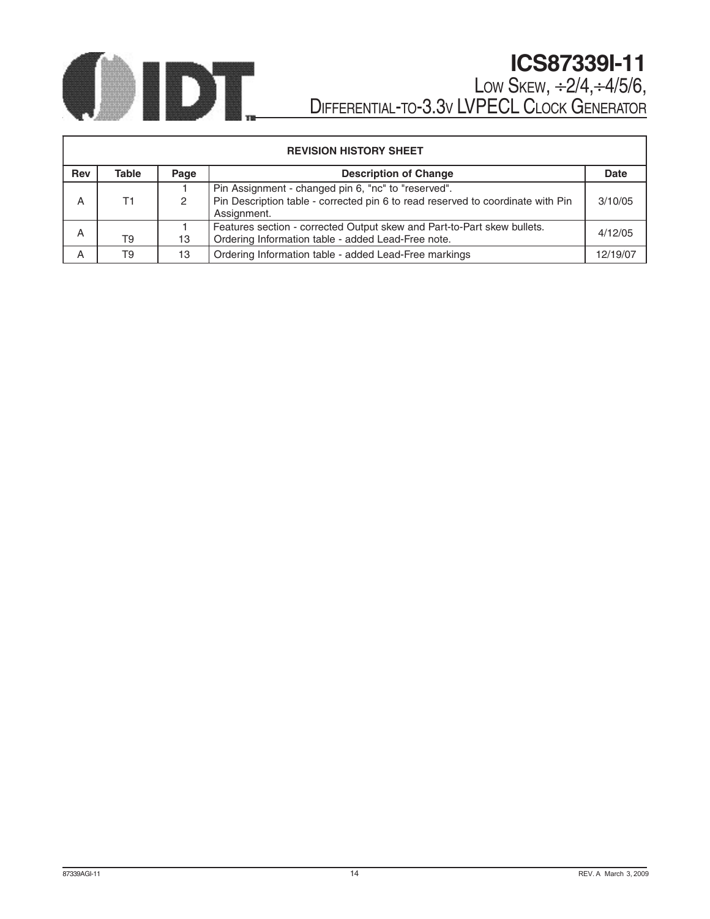# ICS87339I-11

## LOW SKEW, ÷2/4,÷4/5/6, DIFFERENTIAL-TO-3.3V LVPECL CLOCK GENERATOR

| REVISION HISTORY SHEET | | | | |
|---|---|---|---|---|
| **Rev** | **Table** | **Page** | **Description of Change** | **Date** |
| A | T1 | 1<br>2 | Pin Assignment - changed pin 6, "nc" to "reserved".<br>Pin Description table - corrected pin 6 to read reserved to coordinate with Pin Assignment. | 3/10/05 |
| A | T9 | 1<br>13 | Features section - corrected Output skew and Part-to-Part skew bullets.<br>Ordering Information table - added Lead-Free note. | 4/12/05 |
| A | T9 | 13 | Ordering Information table - added Lead-Free markings | 12/19/07 |